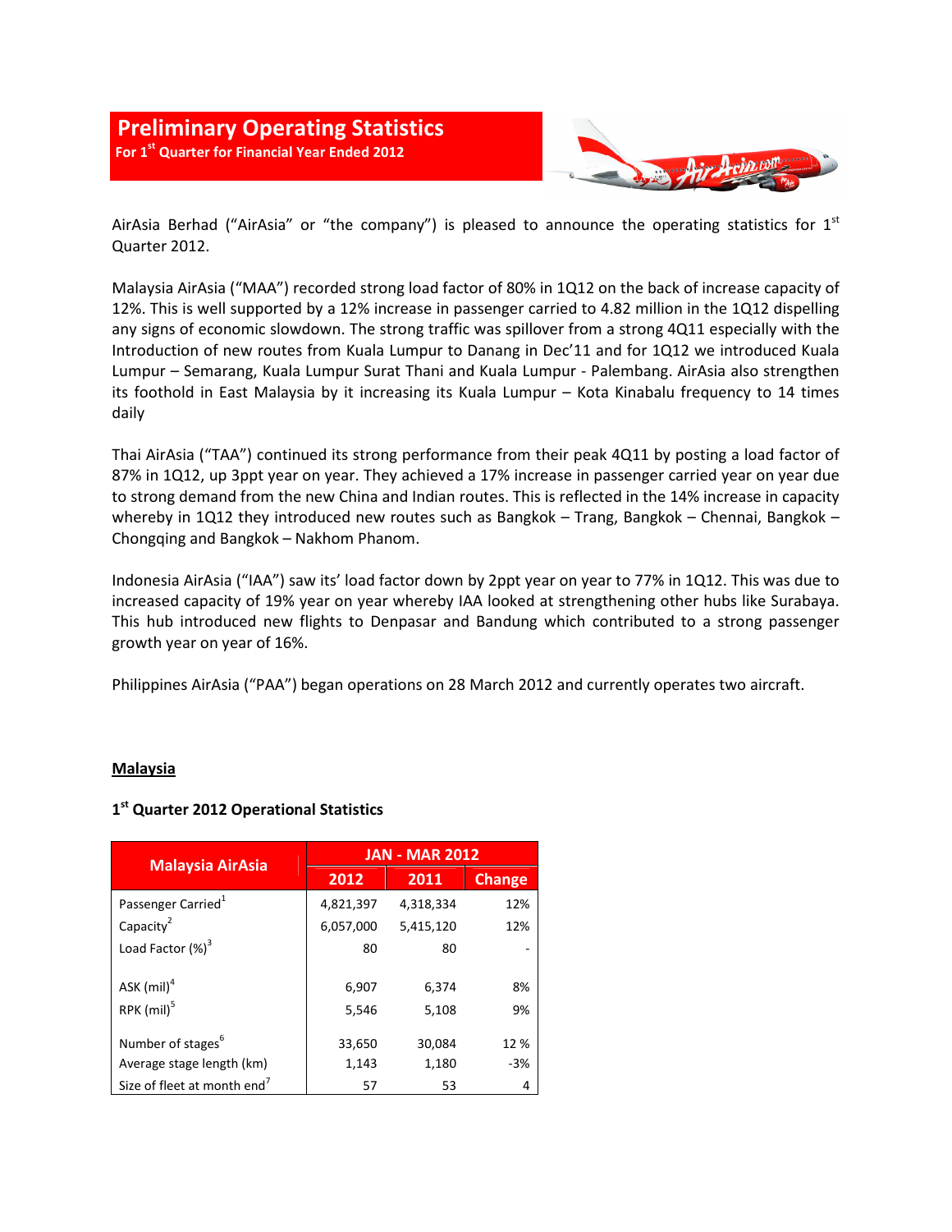# Preliminary Operating Statistics

**For 1st Quarter for Financial Year Ended 2012**

AirAsia Berhad ("AirAsia" or "the company") is pleased to announce the operating statistics for 1st Quarter 2012.

Malaysia AirAsia ("MAA") recorded strong load factor of 80% in 1Q12 on the back of increase capacity of 12%. This is well supported by a 12% increase in passenger carried to 4.82 million in the 1Q12 dispelling any signs of economic slowdown. The strong traffic was spillover from a strong 4Q11 especially with the Introduction of new routes from Kuala Lumpur to Danang in Dec'11 and for 1Q12 we introduced Kuala Lumpur – Semarang, Kuala Lumpur Surat Thani and Kuala Lumpur - Palembang. AirAsia also strengthen its foothold in East Malaysia by it increasing its Kuala Lumpur – Kota Kinabalu frequency to 14 times daily

Thai AirAsia ("TAA") continued its strong performance from their peak 4Q11 by posting a load factor of 87% in 1Q12, up 3ppt year on year. They achieved a 17% increase in passenger carried year on year due to strong demand from the new China and Indian routes. This is reflected in the 14% increase in capacity whereby in 1Q12 they introduced new routes such as Bangkok – Trang, Bangkok – Chennai, Bangkok – Chongqing and Bangkok – Nakhom Phanom.

Indonesia AirAsia ("IAA") saw its' load factor down by 2ppt year on year to 77% in 1Q12. This was due to increased capacity of 19% year on year whereby IAA looked at strengthening other hubs like Surabaya. This hub introduced new flights to Denpasar and Bandung which contributed to a strong passenger growth year on year of 16%.

Philippines AirAsia ("PAA") began operations on 28 March 2012 and currently operates two aircraft.

## Malaysia

### 1st Quarter 2012 Operational Statistics

| Malaysia AirAsia | JAN - MAR 2012 | | |
|---|---|---|---|
| | 2012 | 2011 | Change |
| Passenger Carried[1] | 4,821,397 | 4,318,334 | 12% |
| Capacity[2] | 6,057,000 | 5,415,120 | 12% |
| Load Factor (%)[3] | 80 | 80 | - |
| ASK (mil)[4] | 6,907 | 6,374 | 8% |
| RPK (mil)[5] | 5,546 | 5,108 | 9% |
| Number of stages[6] | 33,650 | 30,084 | 12 % |
| Average stage length (km) | 1,143 | 1,180 | -3% |
| Size of fleet at month end[7] | 57 | 53 | 4 |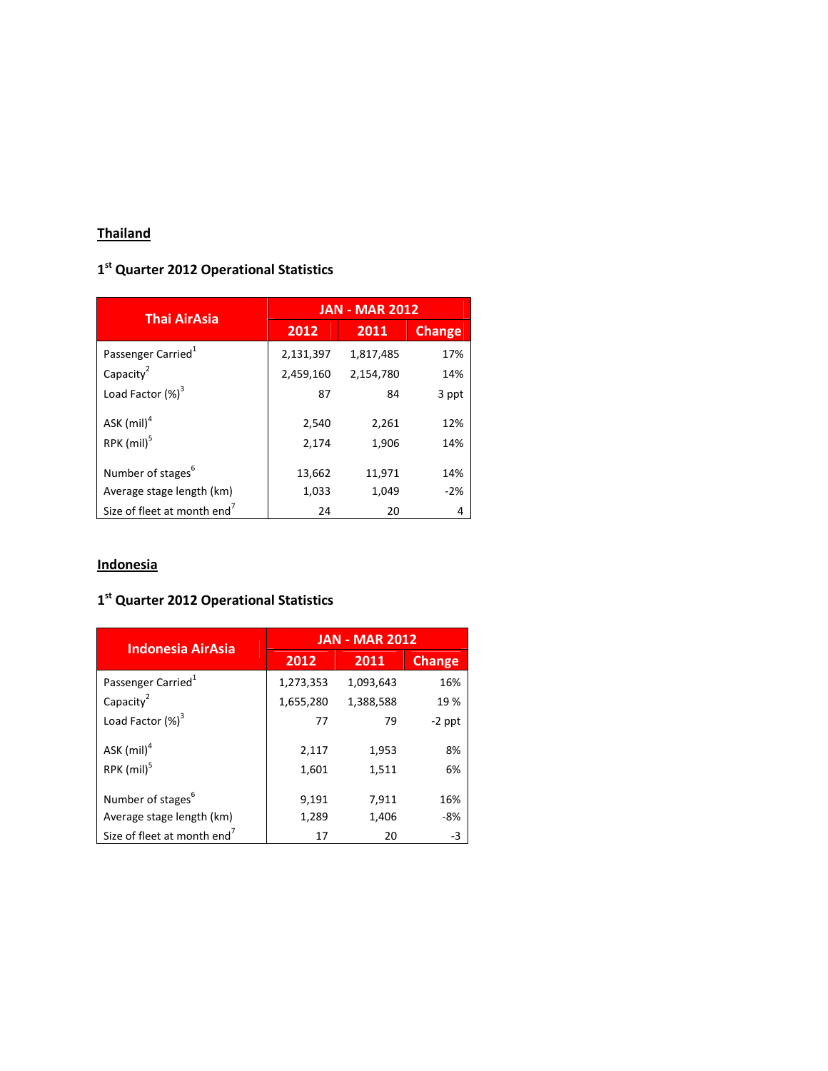## Thailand

### 1st Quarter 2012 Operational Statistics

| Thai AirAsia | JAN - MAR 2012 | | |
|---|---|---|---|
| | 2012 | 2011 | Change |
| Passenger Carried[1] | 2,131,397 | 1,817,485 | 17% |
| Capacity[2] | 2,459,160 | 2,154,780 | 14% |
| Load Factor (%)[3] | 87 | 84 | 3 ppt |
| ASK (mil)[4] | 2,540 | 2,261 | 12% |
| RPK (mil)[5] | 2,174 | 1,906 | 14% |
| Number of stages[6] | 13,662 | 11,971 | 14% |
| Average stage length (km) | 1,033 | 1,049 | -2% |
| Size of fleet at month end[7] | 24 | 20 | 4 |

## Indonesia

### 1st Quarter 2012 Operational Statistics

| Indonesia AirAsia | JAN - MAR 2012 | | |
|---|---|---|---|
| | 2012 | 2011 | Change |
| Passenger Carried[1] | 1,273,353 | 1,093,643 | 16% |
| Capacity[2] | 1,655,280 | 1,388,588 | 19 % |
| Load Factor (%)[3] | 77 | 79 | -2 ppt |
| ASK (mil)[4] | 2,117 | 1,953 | 8% |
| RPK (mil)[5] | 1,601 | 1,511 | 6% |
| Number of stages[6] | 9,191 | 7,911 | 16% |
| Average stage length (km) | 1,289 | 1,406 | -8% |
| Size of fleet at month end[7] | 17 | 20 | -3 |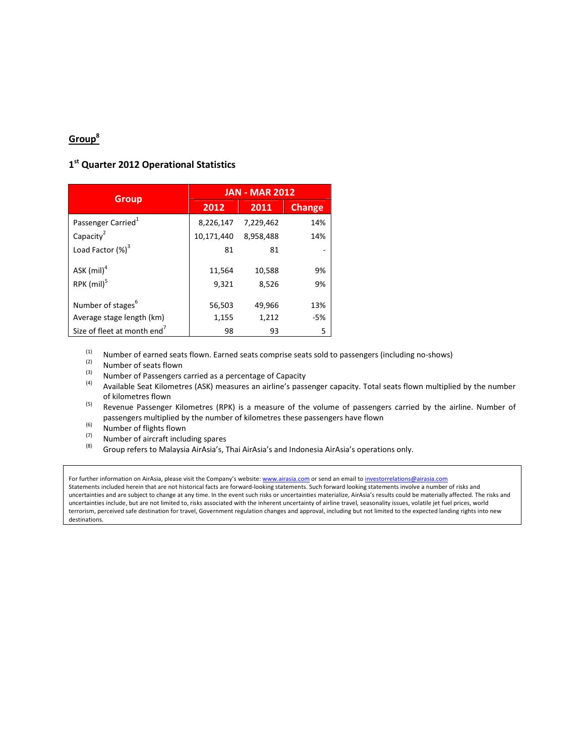## Group[8]

### 1st Quarter 2012 Operational Statistics

| Group | JAN - MAR 2012 | | |
|---|---|---|---|
| | 2012 | 2011 | Change |
| Passenger Carried[1] | 8,226,147 | 7,229,462 | 14% |
| Capacity[2] | 10,171,440 | 8,958,488 | 14% |
| Load Factor (%)[3] | 81 | 81 | - |
| ASK (mil)[4] | 11,564 | 10,588 | 9% |
| RPK (mil)[5] | 9,321 | 8,526 | 9% |
| Number of stages[6] | 56,503 | 49,966 | 13% |
| Average stage length (km) | 1,155 | 1,212 | -5% |
| Size of fleet at month end[7] | 98 | 93 | 5 |

(1) Number of earned seats flown. Earned seats comprise seats sold to passengers (including no-shows)
(2) Number of seats flown
(3) Number of Passengers carried as a percentage of Capacity
(4) Available Seat Kilometres (ASK) measures an airline's passenger capacity. Total seats flown multiplied by the number of kilometres flown
(5) Revenue Passenger Kilometres (RPK) is a measure of the volume of passengers carried by the airline. Number of passengers multiplied by the number of kilometres these passengers have flown
(6) Number of flights flown
(7) Number of aircraft including spares
(8) Group refers to Malaysia AirAsia's, Thai AirAsia's and Indonesia AirAsia's operations only.

For further information on AirAsia, please visit the Company's website: www.airasia.com or send an email to investorrelations@airasia.com
Statements included herein that are not historical facts are forward-looking statements. Such forward looking statements involve a number of risks and uncertainties and are subject to change at any time. In the event such risks or uncertainties materialize, AirAsia's results could be materially affected. The risks and uncertainties include, but are not limited to, risks associated with the inherent uncertainty of airline travel, seasonality issues, volatile jet fuel prices, world terrorism, perceived safe destination for travel, Government regulation changes and approval, including but not limited to the expected landing rights into new destinations.